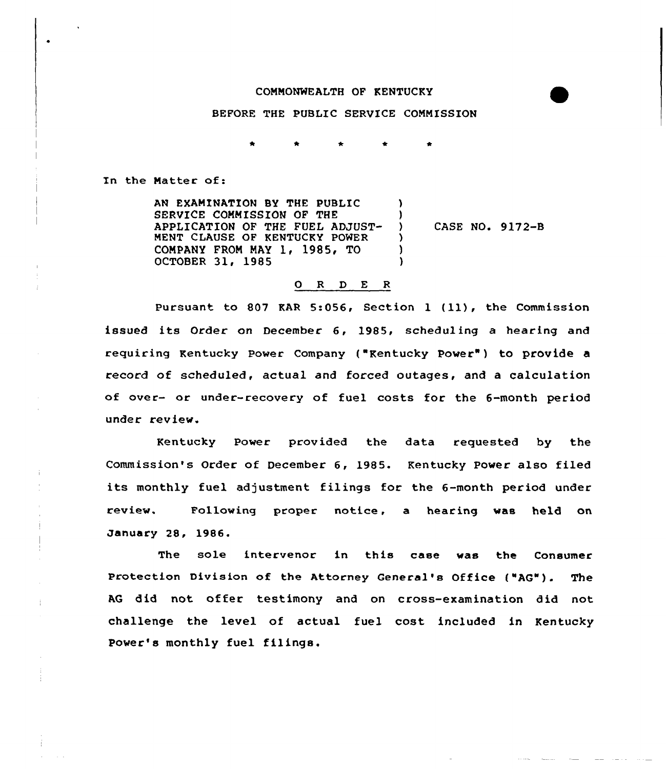COMMONWEALTH OF KENTUCKY

BEFORE THE PUBLIC SERVICE COMMISSION

\* \* \* \* \*

In the Matter of:

AN EXAMINATION BY THE PUBLIC SERVICE COMMISSION OF THE APPLICATION OF THE FUEL ADJUSTMENT CLAUSE OF KENTUCKY POWER COMPANY FROM MAY 1, 1985, TO OCTOBER 31, 1985 ) CASE NO. 9172-B

## O R D E R

Pursuant to 807 KAR 5:056, Section 1 (11), the Commission issued its Order on December 6, 1985, scheduling a hearing and requiring Kentucky Power Company ("Kentucky Power") to provide a record of scheduled, actual and forced outages, and a calculation of over- or under-recovery of fuel costs for the 6-month period under review.

Kentucky Power provided the data requested by the Commission's Order of December 6, 1985. Kentucky Power also filed its monthly fuel adjustment filings for the 6-month period under review. Following proper notice, a hearing was held on January 28, 1986.

The sole intervenor in this case was the Consumer Protection Division of the Attorney General's Office ("AG"). The AG did not offer testimony and on cross-examination did not challenge the level of actual fuel cost included in Kentucky Power's monthly fuel filings.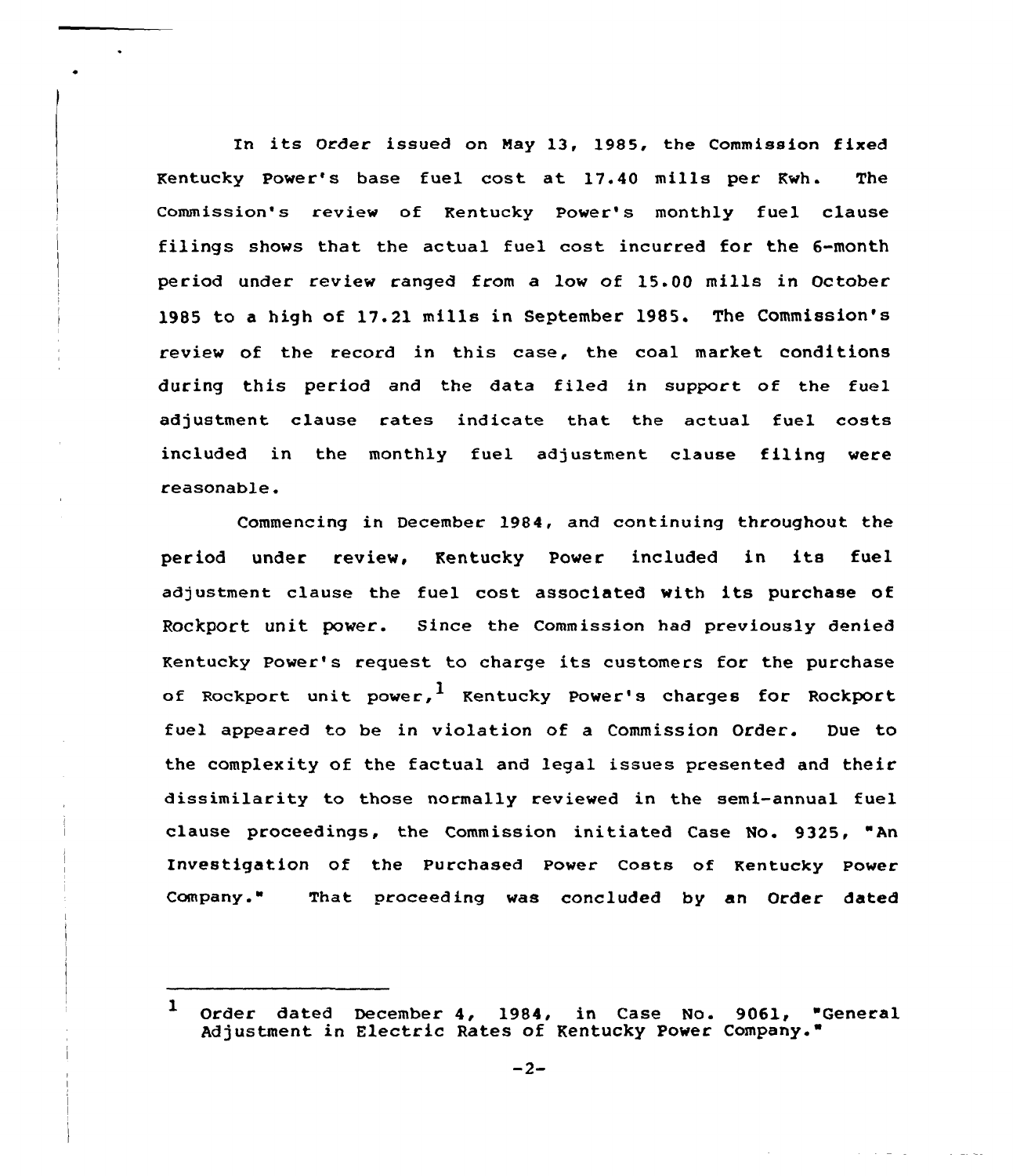In its Order issued on May 13, 1985, the Commission fixed Kentucky Power's base fuel cost at 17.40 mills per Kwh. The Commission's review of Kentucky Power's monthly fuel clause filings shows that the actual fuel cost incurred for the 6-month period under review ranged from a low of 15.00 mills in October 1985 to a high of 17.21 mills in September 1985. The Commission's review of the record in this case, the coal market conditions during this period and the data filed in support of the fuel adjustment clause rates indicate that the actual fuel costs included in the monthly fuel adjustment clause filing were reasonable.

Commencing in December 1984, and continuing throughout the period under review, Kentucky Power included in its fuel adjustment clause the fuel cost associated with its purchase of Rockport unit power. Since the Commission had previously denied Kentucky Power's request to charge its customers for the purchase of Rockport unit power,[1] Kentucky Power's charges for Rockport fuel appeared to be in violation of a Commission Order. Due to the complexity of the factual and legal issues presented and their dissimilarity to those normally reviewed in the semi-annual fuel clause proceedings, the Commission initiated Case No. 9325, "An Investigation of the Purchased Power Costs of Kentucky Power Company." That proceeding was concluded by an Order dated

[1] Order dated December 4, 1984, in Case No. 9061, "General Adjustment in Electric Rates of Kentucky Power Company."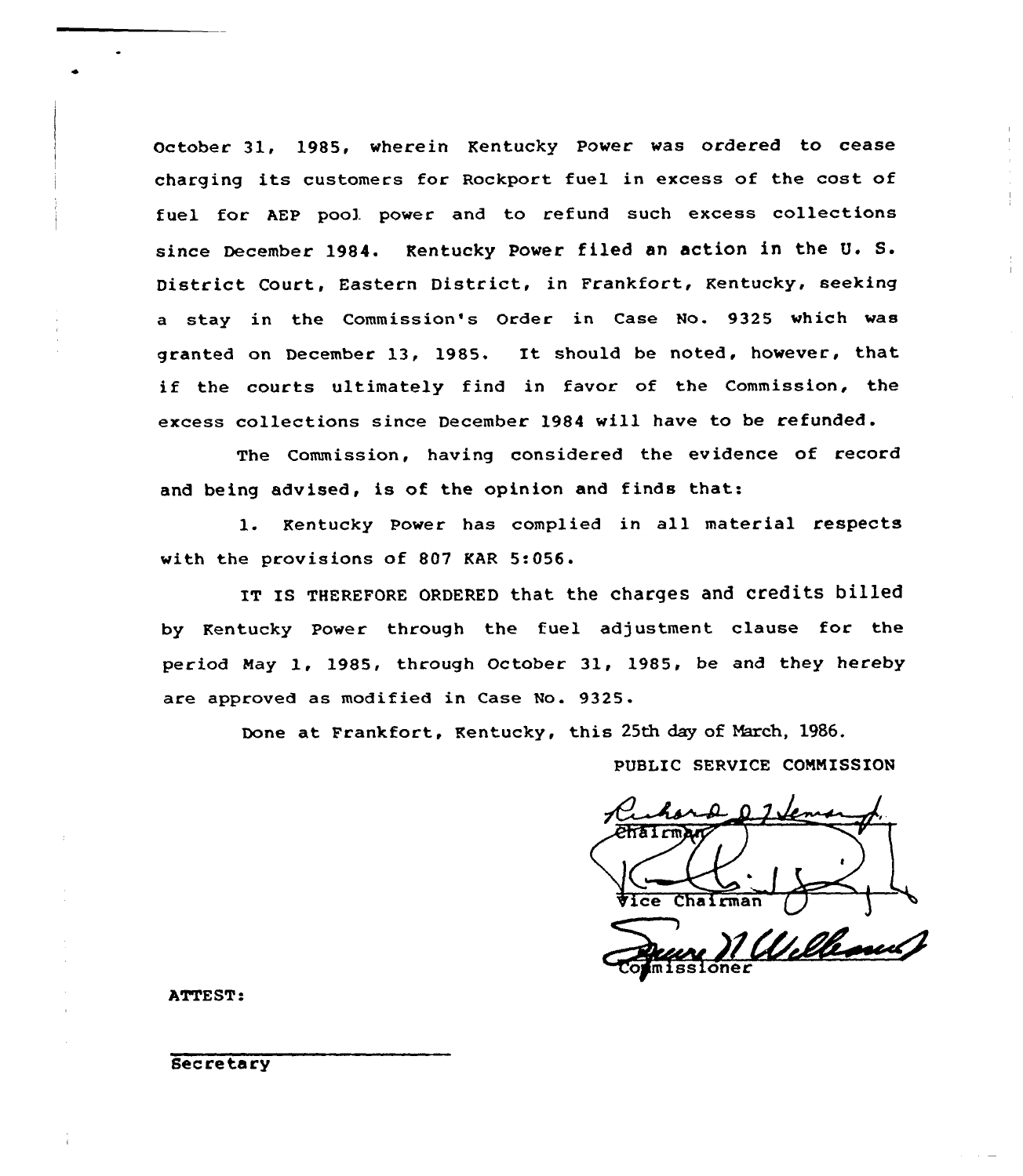October 31, 1985, wherein Kentucky Power was ordered to cease charging its customers for Rockport fuel in excess of the cost of fuel for AEP pool power and to refund such excess collections since December 1984. Kentucky Power filed an action in the U. S. District Court, Eastern District, in Frankfort, Kentucky, seeking a stay in the Commission's Order in Case No. 9325 which was granted on December 13, 1985. It should be noted, however, that if the courts ultimately find in favor of the Commission, the excess collections since December 1984 will have to be refunded.

The Commission, having considered the evidence of record and being advised, is of the opinion and finds that:

1. Kentucky Power has complied in all material respects with the provisions of 807 KAR 5:056.

IT IS THEREFORE ORDERED that the charges and credits billed by Kentucky Power through the fuel adjustment clause for the period May 1, 1985, through October 31, 1985, be and they hereby are approved as modified in Case No. 9325.

Done at Frankfort, Kentucky, this 25th day of March, 1986.

PUBLIC SERVICE COMMISSION

Chairman

Vice Chairman

Commissioner

ATTEST:

Secretary